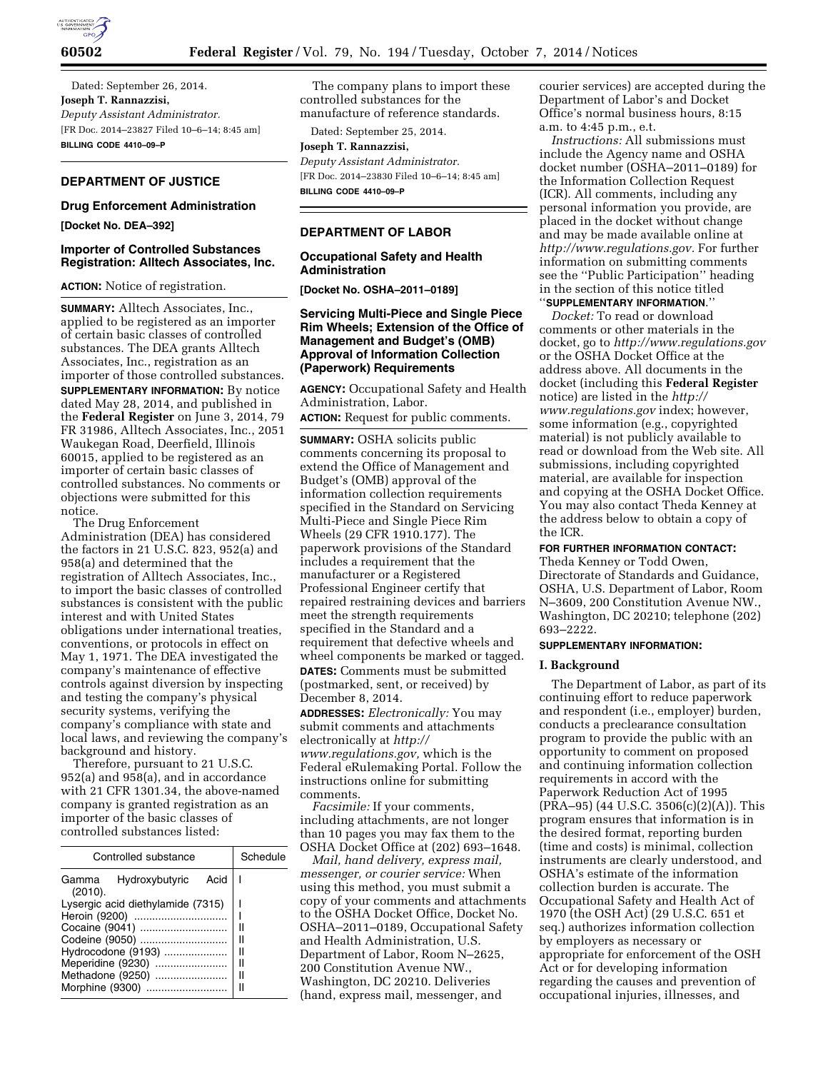Dated: September 26, 2014.

**Joseph T. Rannazzisi,**

*Deputy Assistant Administrator.*

[FR Doc. 2014–23827 Filed 10–6–14; 8:45 am]

**BILLING CODE 4410–09–P**

## DEPARTMENT OF JUSTICE

### Drug Enforcement Administration

**[Docket No. DEA–392]**

### Importer of Controlled Substances Registration: Alltech Associates, Inc.

**ACTION:** Notice of registration.

**SUMMARY:** Alltech Associates, Inc., applied to be registered as an importer of certain basic classes of controlled substances. The DEA grants Alltech Associates, Inc., registration as an importer of those controlled substances.

**SUPPLEMENTARY INFORMATION:** By notice dated May 28, 2014, and published in the **Federal Register** on June 3, 2014, 79 FR 31986, Alltech Associates, Inc., 2051 Waukegan Road, Deerfield, Illinois 60015, applied to be registered as an importer of certain basic classes of controlled substances. No comments or objections were submitted for this notice.

The Drug Enforcement Administration (DEA) has considered the factors in 21 U.S.C. 823, 952(a) and 958(a) and determined that the registration of Alltech Associates, Inc., to import the basic classes of controlled substances is consistent with the public interest and with United States obligations under international treaties, conventions, or protocols in effect on May 1, 1971. The DEA investigated the company's maintenance of effective controls against diversion by inspecting and testing the company's physical security systems, verifying the company's compliance with state and local laws, and reviewing the company's background and history.

Therefore, pursuant to 21 U.S.C. 952(a) and 958(a), and in accordance with 21 CFR 1301.34, the above-named company is granted registration as an importer of the basic classes of controlled substances listed:

| Controlled substance | Schedule |
|---|---|
| Gamma Hydroxybutyric Acid (2010). | I |
| Lysergic acid diethylamide (7315) | I |
| Heroin (9200) | I |
| Cocaine (9041) | II |
| Codeine (9050) | II |
| Hydrocodone (9193) | II |
| Meperidine (9230) | II |
| Methadone (9250) | II |
| Morphine (9300) | II |

The company plans to import these controlled substances for the manufacture of reference standards.

Dated: September 25, 2014.

**Joseph T. Rannazzisi,**

*Deputy Assistant Administrator.*

[FR Doc. 2014–23830 Filed 10–6–14; 8:45 am]

**BILLING CODE 4410–09–P**

## DEPARTMENT OF LABOR

### Occupational Safety and Health Administration

**[Docket No. OSHA–2011–0189]**

### Servicing Multi-Piece and Single Piece Rim Wheels; Extension of the Office of Management and Budget's (OMB) Approval of Information Collection (Paperwork) Requirements

**AGENCY:** Occupational Safety and Health Administration, Labor.

**ACTION:** Request for public comments.

**SUMMARY:** OSHA solicits public comments concerning its proposal to extend the Office of Management and Budget's (OMB) approval of the information collection requirements specified in the Standard on Servicing Multi-Piece and Single Piece Rim Wheels (29 CFR 1910.177). The paperwork provisions of the Standard includes a requirement that the manufacturer or a Registered Professional Engineer certify that repaired restraining devices and barriers meet the strength requirements specified in the Standard and a requirement that defective wheels and wheel components be marked or tagged.

**DATES:** Comments must be submitted (postmarked, sent, or received) by December 8, 2014.

**ADDRESSES:** *Electronically:* You may submit comments and attachments electronically at *http://www.regulations.gov,* which is the Federal eRulemaking Portal. Follow the instructions online for submitting comments.

*Facsimile:* If your comments, including attachments, are not longer than 10 pages you may fax them to the OSHA Docket Office at (202) 693–1648.

*Mail, hand delivery, express mail, messenger, or courier service:* When using this method, you must submit a copy of your comments and attachments to the OSHA Docket Office, Docket No. OSHA–2011–0189, Occupational Safety and Health Administration, U.S. Department of Labor, Room N–2625, 200 Constitution Avenue NW., Washington, DC 20210. Deliveries (hand, express mail, messenger, and courier services) are accepted during the Department of Labor's and Docket Office's normal business hours, 8:15 a.m. to 4:45 p.m., e.t.

*Instructions:* All submissions must include the Agency name and OSHA docket number (OSHA–2011–0189) for the Information Collection Request (ICR). All comments, including any personal information you provide, are placed in the docket without change and may be made available online at *http://www.regulations.gov.* For further information on submitting comments see the "Public Participation" heading in the section of this notice titled "**SUPPLEMENTARY INFORMATION**."

*Docket:* To read or download comments or other materials in the docket, go to *http://www.regulations.gov* or the OSHA Docket Office at the address above. All documents in the docket (including this **Federal Register** notice) are listed in the *http://www.regulations.gov* index; however, some information (e.g., copyrighted material) is not publicly available to read or download from the Web site. All submissions, including copyrighted material, are available for inspection and copying at the OSHA Docket Office. You may also contact Theda Kenney at the address below to obtain a copy of the ICR.

**FOR FURTHER INFORMATION CONTACT:** Theda Kenney or Todd Owen, Directorate of Standards and Guidance, OSHA, U.S. Department of Labor, Room N–3609, 200 Constitution Avenue NW., Washington, DC 20210; telephone (202) 693–2222.

**SUPPLEMENTARY INFORMATION:**

**I. Background**

The Department of Labor, as part of its continuing effort to reduce paperwork and respondent (i.e., employer) burden, conducts a preclearance consultation program to provide the public with an opportunity to comment on proposed and continuing information collection requirements in accord with the Paperwork Reduction Act of 1995 (PRA–95) (44 U.S.C. 3506(c)(2)(A)). This program ensures that information is in the desired format, reporting burden (time and costs) is minimal, collection instruments are clearly understood, and OSHA's estimate of the information collection burden is accurate. The Occupational Safety and Health Act of 1970 (the OSH Act) (29 U.S.C. 651 et seq.) authorizes information collection by employers as necessary or appropriate for enforcement of the OSH Act or for developing information regarding the causes and prevention of occupational injuries, illnesses, and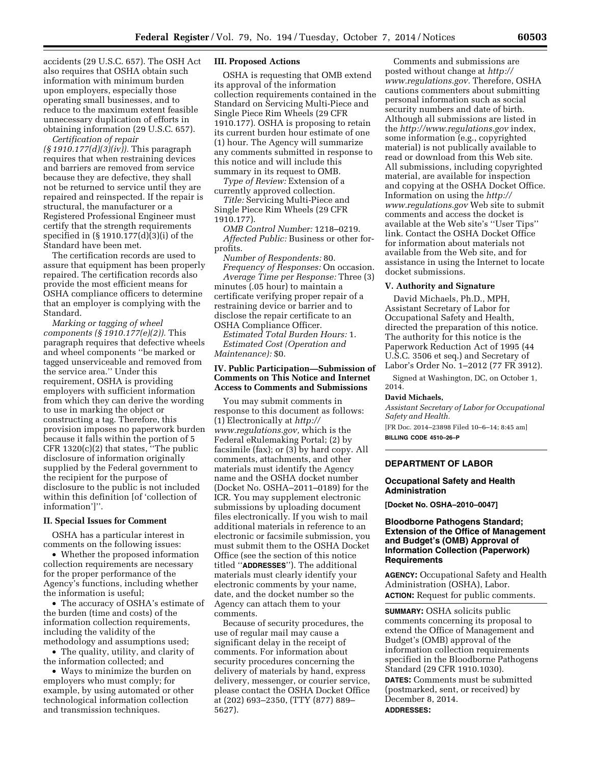accidents (29 U.S.C. 657). The OSH Act also requires that OSHA obtain such information with minimum burden upon employers, especially those operating small businesses, and to reduce to the maximum extent feasible unnecessary duplication of efforts in obtaining information (29 U.S.C. 657).

*Certification of repair (§ 1910.177(d)(3)(iv)).* This paragraph requires that when restraining devices and barriers are removed from service because they are defective, they shall not be returned to service until they are repaired and reinspected. If the repair is structural, the manufacturer or a Registered Professional Engineer must certify that the strength requirements specified in (§ 1910.177(d)(3)(i) of the Standard have been met.

The certification records are used to assure that equipment has been properly repaired. The certification records also provide the most efficient means for OSHA compliance officers to determine that an employer is complying with the Standard.

*Marking or tagging of wheel components (§ 1910.177(e)(2)).* This paragraph requires that defective wheels and wheel components ''be marked or tagged unserviceable and removed from the service area.'' Under this requirement, OSHA is providing employers with sufficient information from which they can derive the wording to use in marking the object or constructing a tag. Therefore, this provision imposes no paperwork burden because it falls within the portion of 5 CFR 1320(c)(2) that states, ''The public disclosure of information originally supplied by the Federal government to the recipient for the purpose of disclosure to the public is not included within this definition [of 'collection of information']''.

## II. Special Issues for Comment

OSHA has a particular interest in comments on the following issues:

- Whether the proposed information collection requirements are necessary for the proper performance of the Agency's functions, including whether the information is useful;
- The accuracy of OSHA's estimate of the burden (time and costs) of the information collection requirements, including the validity of the methodology and assumptions used;
- The quality, utility, and clarity of the information collected; and
- Ways to minimize the burden on employers who must comply; for example, by using automated or other technological information collection and transmission techniques.

## III. Proposed Actions

OSHA is requesting that OMB extend its approval of the information collection requirements contained in the Standard on Servicing Multi-Piece and Single Piece Rim Wheels (29 CFR 1910.177). OSHA is proposing to retain its current burden hour estimate of one (1) hour. The Agency will summarize any comments submitted in response to this notice and will include this summary in its request to OMB.

*Type of Review:* Extension of a currently approved collection.

*Title:* Servicing Multi-Piece and Single Piece Rim Wheels (29 CFR 1910.177).

*OMB Control Number:* 1218–0219.

*Affected Public:* Business or other for-profits.

*Number of Respondents:* 80.

*Frequency of Responses:* On occasion.

*Average Time per Response:* Three (3) minutes (.05 hour) to maintain a certificate verifying proper repair of a restraining device or barrier and to disclose the repair certificate to an OSHA Compliance Officer.

*Estimated Total Burden Hours:* 1.

*Estimated Cost (Operation and Maintenance):* $0.

## IV. Public Participation—Submission of Comments on This Notice and Internet Access to Comments and Submissions

You may submit comments in response to this document as follows: (1) Electronically at *http://www.regulations.gov,* which is the Federal eRulemaking Portal; (2) by facsimile (fax); or (3) by hard copy. All comments, attachments, and other materials must identify the Agency name and the OSHA docket number (Docket No. OSHA–2011–0189) for the ICR. You may supplement electronic submissions by uploading document files electronically. If you wish to mail additional materials in reference to an electronic or facsimile submission, you must submit them to the OSHA Docket Office (see the section of this notice titled ''**ADDRESSES**''). The additional materials must clearly identify your electronic comments by your name, date, and the docket number so the Agency can attach them to your comments.

Because of security procedures, the use of regular mail may cause a significant delay in the receipt of comments. For information about security procedures concerning the delivery of materials by hand, express delivery, messenger, or courier service, please contact the OSHA Docket Office at (202) 693–2350, (TTY (877) 889–5627).

Comments and submissions are posted without change at *http://www.regulations.gov.* Therefore, OSHA cautions commenters about submitting personal information such as social security numbers and date of birth. Although all submissions are listed in the *http://www.regulations.gov* index, some information (e.g., copyrighted material) is not publically available to read or download from this Web site. All submissions, including copyrighted material, are available for inspection and copying at the OSHA Docket Office. Information on using the *http://www.regulations.gov* Web site to submit comments and access the docket is available at the Web site's ''User Tips'' link. Contact the OSHA Docket Office for information about materials not available from the Web site, and for assistance in using the Internet to locate docket submissions.

## V. Authority and Signature

David Michaels, Ph.D., MPH, Assistant Secretary of Labor for Occupational Safety and Health, directed the preparation of this notice. The authority for this notice is the Paperwork Reduction Act of 1995 (44 U.S.C. 3506 et seq.) and Secretary of Labor's Order No. 1–2012 (77 FR 3912).

Signed at Washington, DC, on October 1, 2014.

**David Michaels,**

*Assistant Secretary of Labor for Occupational Safety and Health.*

[FR Doc. 2014–23898 Filed 10–6–14; 8:45 am]

**BILLING CODE 4510–26–P**

---

**DEPARTMENT OF LABOR**

**Occupational Safety and Health Administration**

**[Docket No. OSHA–2010–0047]**

## Bloodborne Pathogens Standard; Extension of the Office of Management and Budget's (OMB) Approval of Information Collection (Paperwork) Requirements

**AGENCY:** Occupational Safety and Health Administration (OSHA), Labor.

**ACTION:** Request for public comments.

**SUMMARY:** OSHA solicits public comments concerning its proposal to extend the Office of Management and Budget's (OMB) approval of the information collection requirements specified in the Bloodborne Pathogens Standard (29 CFR 1910.1030).

**DATES:** Comments must be submitted (postmarked, sent, or received) by December 8, 2014.

**ADDRESSES:**